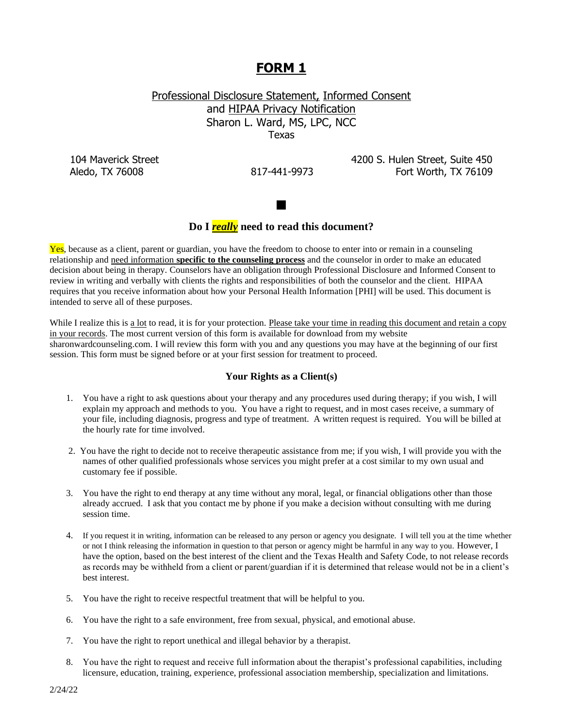# FORM 1

Professional Disclosure Statement, Informed Consent
and HIPAA Privacy Notification
Sharon L. Ward, MS, LPC, NCC
Texas

104 Maverick Street
Aledo, TX 76008

817-441-9973

4200 S. Hulen Street, Suite 450
Fort Worth, TX 76109

■

### Do I *really* need to read this document?

Yes, because as a client, parent or guardian, you have the freedom to choose to enter into or remain in a counseling relationship and need information **specific to the counseling process** and the counselor in order to make an educated decision about being in therapy. Counselors have an obligation through Professional Disclosure and Informed Consent to review in writing and verbally with clients the rights and responsibilities of both the counselor and the client. HIPAA requires that you receive information about how your Personal Health Information [PHI] will be used. This document is intended to serve all of these purposes.

While I realize this is a lot to read, it is for your protection. Please take your time in reading this document and retain a copy in your records. The most current version of this form is available for download from my website sharonwardcounseling.com. I will review this form with you and any questions you may have at the beginning of our first session. This form must be signed before or at your first session for treatment to proceed.

### Your Rights as a Client(s)

1. You have a right to ask questions about your therapy and any procedures used during therapy; if you wish, I will explain my approach and methods to you. You have a right to request, and in most cases receive, a summary of your file, including diagnosis, progress and type of treatment. A written request is required. You will be billed at the hourly rate for time involved.

2. You have the right to decide not to receive therapeutic assistance from me; if you wish, I will provide you with the names of other qualified professionals whose services you might prefer at a cost similar to my own usual and customary fee if possible.

3. You have the right to end therapy at any time without any moral, legal, or financial obligations other than those already accrued. I ask that you contact me by phone if you make a decision without consulting with me during session time.

4. If you request it in writing, information can be released to any person or agency you designate. I will tell you at the time whether or not I think releasing the information in question to that person or agency might be harmful in any way to you. However, I have the option, based on the best interest of the client and the Texas Health and Safety Code, to not release records as records may be withheld from a client or parent/guardian if it is determined that release would not be in a client's best interest.

5. You have the right to receive respectful treatment that will be helpful to you.

6. You have the right to a safe environment, free from sexual, physical, and emotional abuse.

7. You have the right to report unethical and illegal behavior by a therapist.

8. You have the right to request and receive full information about the therapist's professional capabilities, including licensure, education, training, experience, professional association membership, specialization and limitations.

2/24/22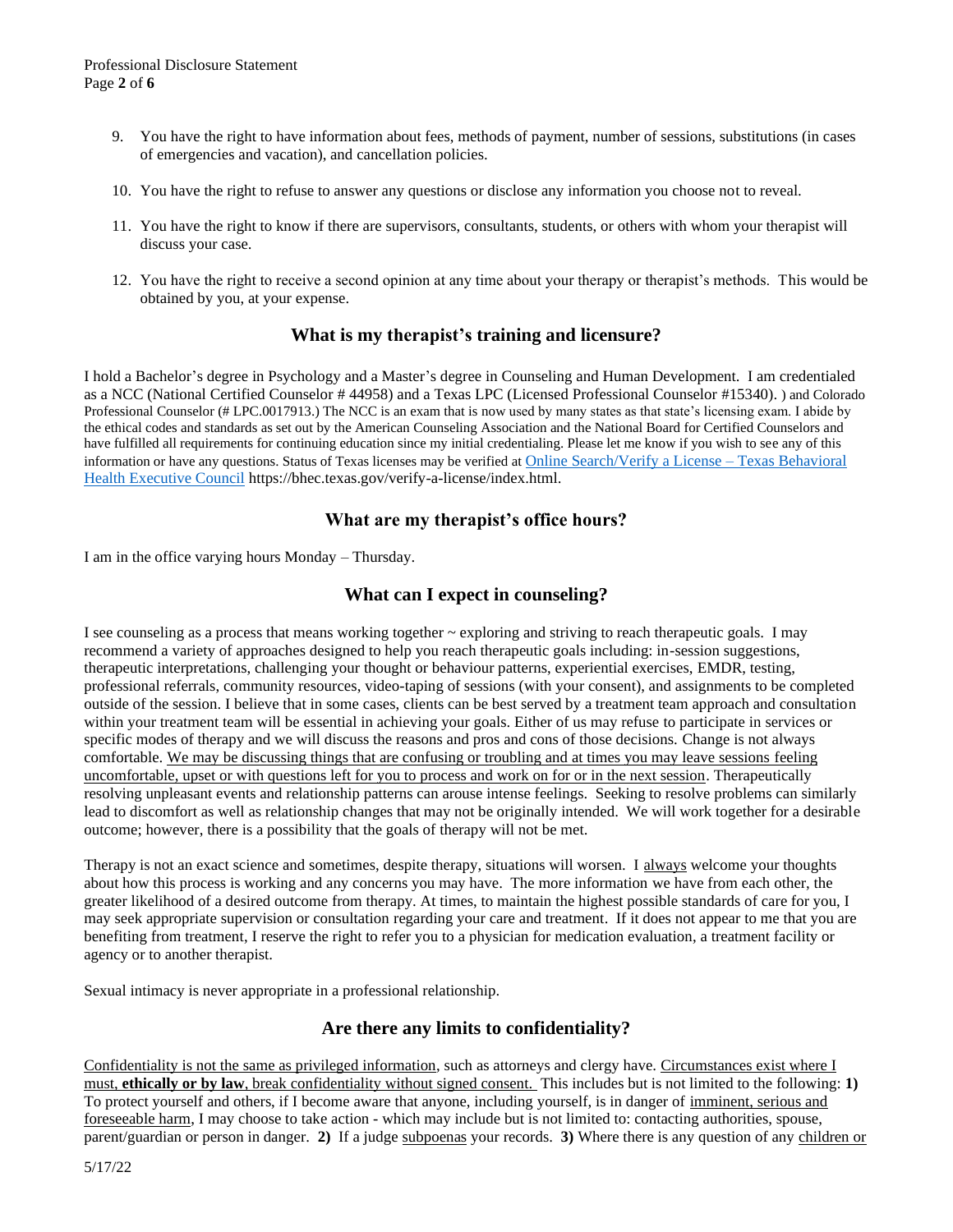9. You have the right to have information about fees, methods of payment, number of sessions, substitutions (in cases of emergencies and vacation), and cancellation policies.

10. You have the right to refuse to answer any questions or disclose any information you choose not to reveal.

11. You have the right to know if there are supervisors, consultants, students, or others with whom your therapist will discuss your case.

12. You have the right to receive a second opinion at any time about your therapy or therapist's methods. This would be obtained by you, at your expense.

## What is my therapist's training and licensure?

I hold a Bachelor's degree in Psychology and a Master's degree in Counseling and Human Development. I am credentialed as a NCC (National Certified Counselor # 44958) and a Texas LPC (Licensed Professional Counselor #15340). ) and Colorado Professional Counselor (# LPC.0017913.) The NCC is an exam that is now used by many states as that state's licensing exam. I abide by the ethical codes and standards as set out by the American Counseling Association and the National Board for Certified Counselors and have fulfilled all requirements for continuing education since my initial credentialing. Please let me know if you wish to see any of this information or have any questions. Status of Texas licenses may be verified at [Online Search/Verify a License – Texas Behavioral Health Executive Council](https://bhec.texas.gov/verify-a-license/index.html) https://bhec.texas.gov/verify-a-license/index.html.

## What are my therapist's office hours?

I am in the office varying hours Monday – Thursday.

## What can I expect in counseling?

I see counseling as a process that means working together ~ exploring and striving to reach therapeutic goals. I may recommend a variety of approaches designed to help you reach therapeutic goals including: in-session suggestions, therapeutic interpretations, challenging your thought or behaviour patterns, experiential exercises, EMDR, testing, professional referrals, community resources, video-taping of sessions (with your consent), and assignments to be completed outside of the session. I believe that in some cases, clients can be best served by a treatment team approach and consultation within your treatment team will be essential in achieving your goals. Either of us may refuse to participate in services or specific modes of therapy and we will discuss the reasons and pros and cons of those decisions. Change is not always comfortable. <u>We may be discussing things that are confusing or troubling and at times you may leave sessions feeling uncomfortable, upset or with questions left for you to process and work on for or in the next session</u>. Therapeutically resolving unpleasant events and relationship patterns can arouse intense feelings. Seeking to resolve problems can similarly lead to discomfort as well as relationship changes that may not be originally intended. We will work together for a desirable outcome; however, there is a possibility that the goals of therapy will not be met.

Therapy is not an exact science and sometimes, despite therapy, situations will worsen. I <u>always</u> welcome your thoughts about how this process is working and any concerns you may have. The more information we have from each other, the greater likelihood of a desired outcome from therapy. At times, to maintain the highest possible standards of care for you, I may seek appropriate supervision or consultation regarding your care and treatment. If it does not appear to me that you are benefiting from treatment, I reserve the right to refer you to a physician for medication evaluation, a treatment facility or agency or to another therapist.

Sexual intimacy is never appropriate in a professional relationship.

## Are there any limits to confidentiality?

<u>Confidentiality is not the same as privileged information</u>, such as attorneys and clergy have. <u>Circumstances exist where I must, **ethically or by law**, break confidentiality without signed consent.</u> This includes but is not limited to the following: **1)** To protect yourself and others, if I become aware that anyone, including yourself, is in danger of <u>imminent, serious and foreseeable harm</u>, I may choose to take action - which may include but is not limited to: contacting authorities, spouse, parent/guardian or person in danger. **2)** If a judge <u>subpoenas</u> your records. **3)** Where there is any question of any <u>children or</u>

5/17/22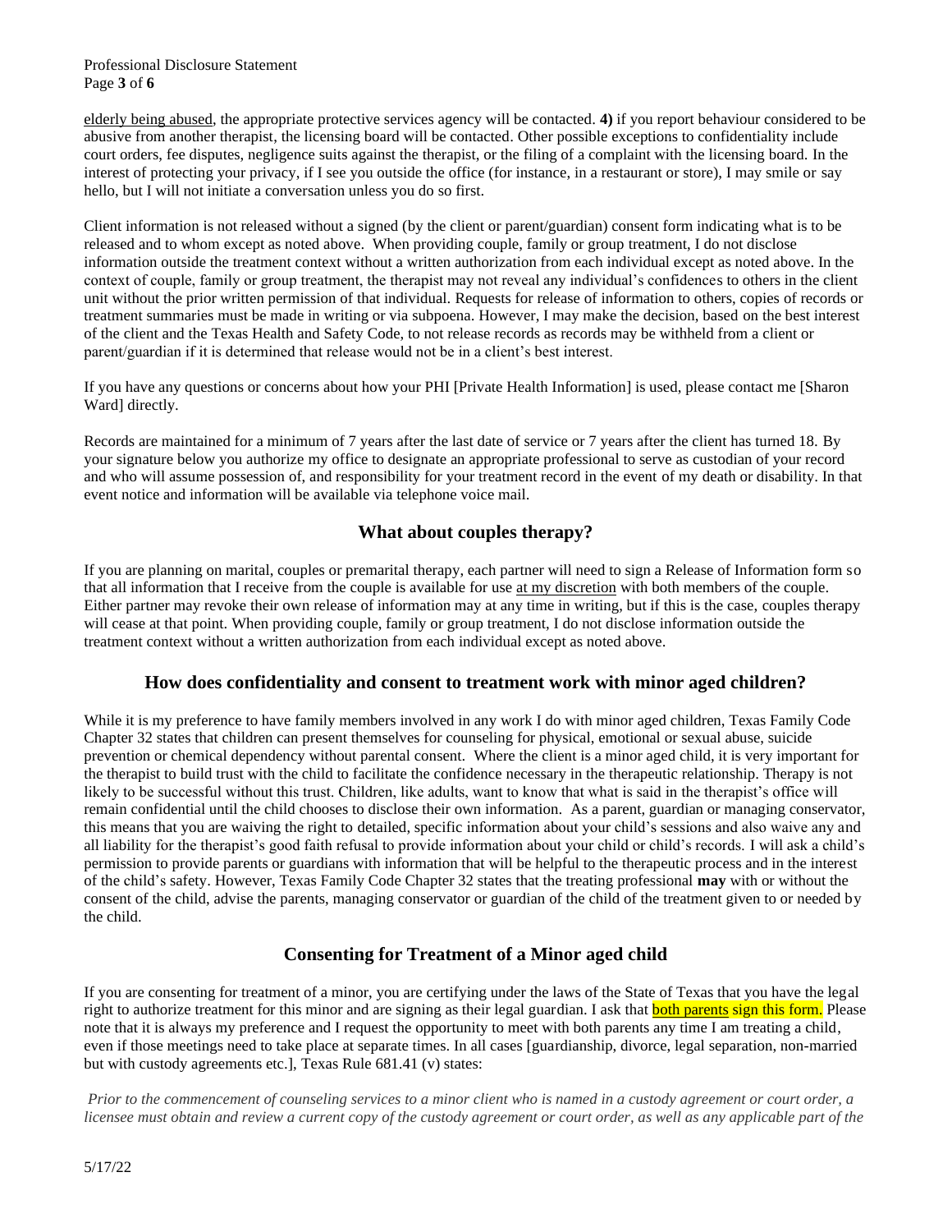elderly being abused, the appropriate protective services agency will be contacted. **4)** if you report behaviour considered to be abusive from another therapist, the licensing board will be contacted. Other possible exceptions to confidentiality include court orders, fee disputes, negligence suits against the therapist, or the filing of a complaint with the licensing board. In the interest of protecting your privacy, if I see you outside the office (for instance, in a restaurant or store), I may smile or say hello, but I will not initiate a conversation unless you do so first.

Client information is not released without a signed (by the client or parent/guardian) consent form indicating what is to be released and to whom except as noted above. When providing couple, family or group treatment, I do not disclose information outside the treatment context without a written authorization from each individual except as noted above. In the context of couple, family or group treatment, the therapist may not reveal any individual's confidences to others in the client unit without the prior written permission of that individual. Requests for release of information to others, copies of records or treatment summaries must be made in writing or via subpoena. However, I may make the decision, based on the best interest of the client and the Texas Health and Safety Code, to not release records as records may be withheld from a client or parent/guardian if it is determined that release would not be in a client's best interest.

If you have any questions or concerns about how your PHI [Private Health Information] is used, please contact me [Sharon Ward] directly.

Records are maintained for a minimum of 7 years after the last date of service or 7 years after the client has turned 18. By your signature below you authorize my office to designate an appropriate professional to serve as custodian of your record and who will assume possession of, and responsibility for your treatment record in the event of my death or disability. In that event notice and information will be available via telephone voice mail.

## What about couples therapy?

If you are planning on marital, couples or premarital therapy, each partner will need to sign a Release of Information form so that all information that I receive from the couple is available for use at my discretion with both members of the couple. Either partner may revoke their own release of information may at any time in writing, but if this is the case, couples therapy will cease at that point. When providing couple, family or group treatment, I do not disclose information outside the treatment context without a written authorization from each individual except as noted above.

## How does confidentiality and consent to treatment work with minor aged children?

While it is my preference to have family members involved in any work I do with minor aged children, Texas Family Code Chapter 32 states that children can present themselves for counseling for physical, emotional or sexual abuse, suicide prevention or chemical dependency without parental consent. Where the client is a minor aged child, it is very important for the therapist to build trust with the child to facilitate the confidence necessary in the therapeutic relationship. Therapy is not likely to be successful without this trust. Children, like adults, want to know that what is said in the therapist's office will remain confidential until the child chooses to disclose their own information. As a parent, guardian or managing conservator, this means that you are waiving the right to detailed, specific information about your child's sessions and also waive any and all liability for the therapist's good faith refusal to provide information about your child or child's records. I will ask a child's permission to provide parents or guardians with information that will be helpful to the therapeutic process and in the interest of the child's safety. However, Texas Family Code Chapter 32 states that the treating professional **may** with or without the consent of the child, advise the parents, managing conservator or guardian of the child of the treatment given to or needed by the child.

## Consenting for Treatment of a Minor aged child

If you are consenting for treatment of a minor, you are certifying under the laws of the State of Texas that you have the legal right to authorize treatment for this minor and are signing as their legal guardian. I ask that both parents sign this form. Please note that it is always my preference and I request the opportunity to meet with both parents any time I am treating a child, even if those meetings need to take place at separate times. In all cases [guardianship, divorce, legal separation, non-married but with custody agreements etc.], Texas Rule 681.41 (v) states:

*Prior to the commencement of counseling services to a minor client who is named in a custody agreement or court order, a licensee must obtain and review a current copy of the custody agreement or court order, as well as any applicable part of the*

5/17/22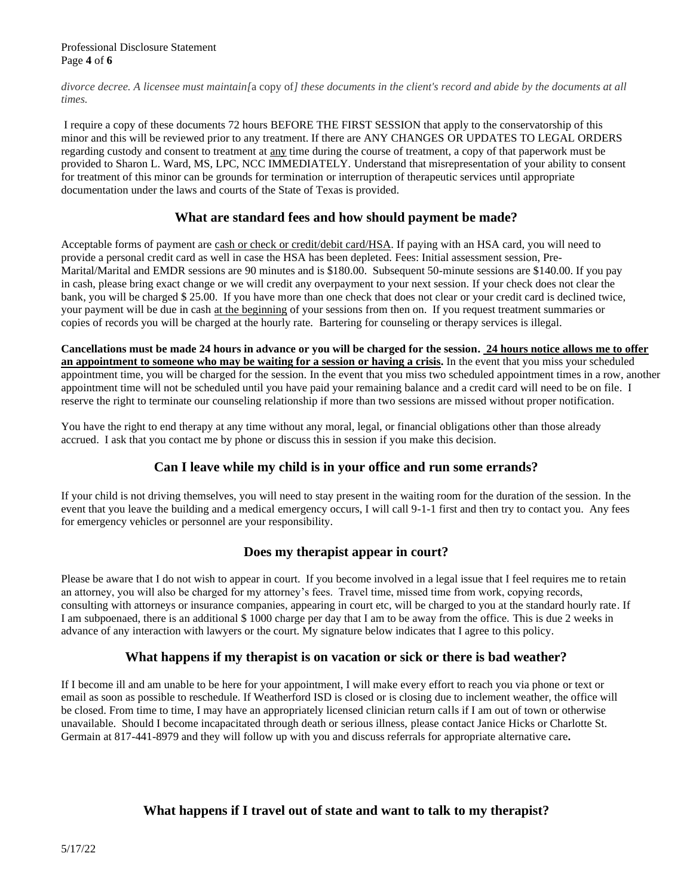*divorce decree. A licensee must maintain[*a copy of*] these documents in the client's record and abide by the documents at all times.*

I require a copy of these documents 72 hours BEFORE THE FIRST SESSION that apply to the conservatorship of this minor and this will be reviewed prior to any treatment. If there are ANY CHANGES OR UPDATES TO LEGAL ORDERS regarding custody and consent to treatment at <u>any</u> time during the course of treatment, a copy of that paperwork must be provided to Sharon L. Ward, MS, LPC, NCC IMMEDIATELY. Understand that misrepresentation of your ability to consent for treatment of this minor can be grounds for termination or interruption of therapeutic services until appropriate documentation under the laws and courts of the State of Texas is provided.

## What are standard fees and how should payment be made?

Acceptable forms of payment are <u>cash or check or credit/debit card/HSA</u>. If paying with an HSA card, you will need to provide a personal credit card as well in case the HSA has been depleted. Fees: Initial assessment session, Pre-Marital/Marital and EMDR sessions are 90 minutes and is $180.00. Subsequent 50-minute sessions are $140.00. If you pay in cash, please bring exact change or we will credit any overpayment to your next session. If your check does not clear the bank, you will be charged $ 25.00. If you have more than one check that does not clear or your credit card is declined twice, your payment will be due in cash <u>at the beginning</u> of your sessions from then on. If you request treatment summaries or copies of records you will be charged at the hourly rate. Bartering for counseling or therapy services is illegal.

**Cancellations must be made 24 hours in advance or you will be charged for the session. <u>24 hours notice allows me to offer an appointment to someone who may be waiting for a session or having a crisis</u>.** In the event that you miss your scheduled appointment time, you will be charged for the session. In the event that you miss two scheduled appointment times in a row, another appointment time will not be scheduled until you have paid your remaining balance and a credit card will need to be on file. I reserve the right to terminate our counseling relationship if more than two sessions are missed without proper notification.

You have the right to end therapy at any time without any moral, legal, or financial obligations other than those already accrued. I ask that you contact me by phone or discuss this in session if you make this decision.

## Can I leave while my child is in your office and run some errands?

If your child is not driving themselves, you will need to stay present in the waiting room for the duration of the session. In the event that you leave the building and a medical emergency occurs, I will call 9-1-1 first and then try to contact you. Any fees for emergency vehicles or personnel are your responsibility.

## Does my therapist appear in court?

Please be aware that I do not wish to appear in court. If you become involved in a legal issue that I feel requires me to retain an attorney, you will also be charged for my attorney's fees. Travel time, missed time from work, copying records, consulting with attorneys or insurance companies, appearing in court etc, will be charged to you at the standard hourly rate. If I am subpoenaed, there is an additional $ 1000 charge per day that I am to be away from the office. This is due 2 weeks in advance of any interaction with lawyers or the court. My signature below indicates that I agree to this policy.

## What happens if my therapist is on vacation or sick or there is bad weather?

If I become ill and am unable to be here for your appointment, I will make every effort to reach you via phone or text or email as soon as possible to reschedule. If Weatherford ISD is closed or is closing due to inclement weather, the office will be closed. From time to time, I may have an appropriately licensed clinician return calls if I am out of town or otherwise unavailable. Should I become incapacitated through death or serious illness, please contact Janice Hicks or Charlotte St. Germain at 817-441-8979 and they will follow up with you and discuss referrals for appropriate alternative care.

## What happens if I travel out of state and want to talk to my therapist?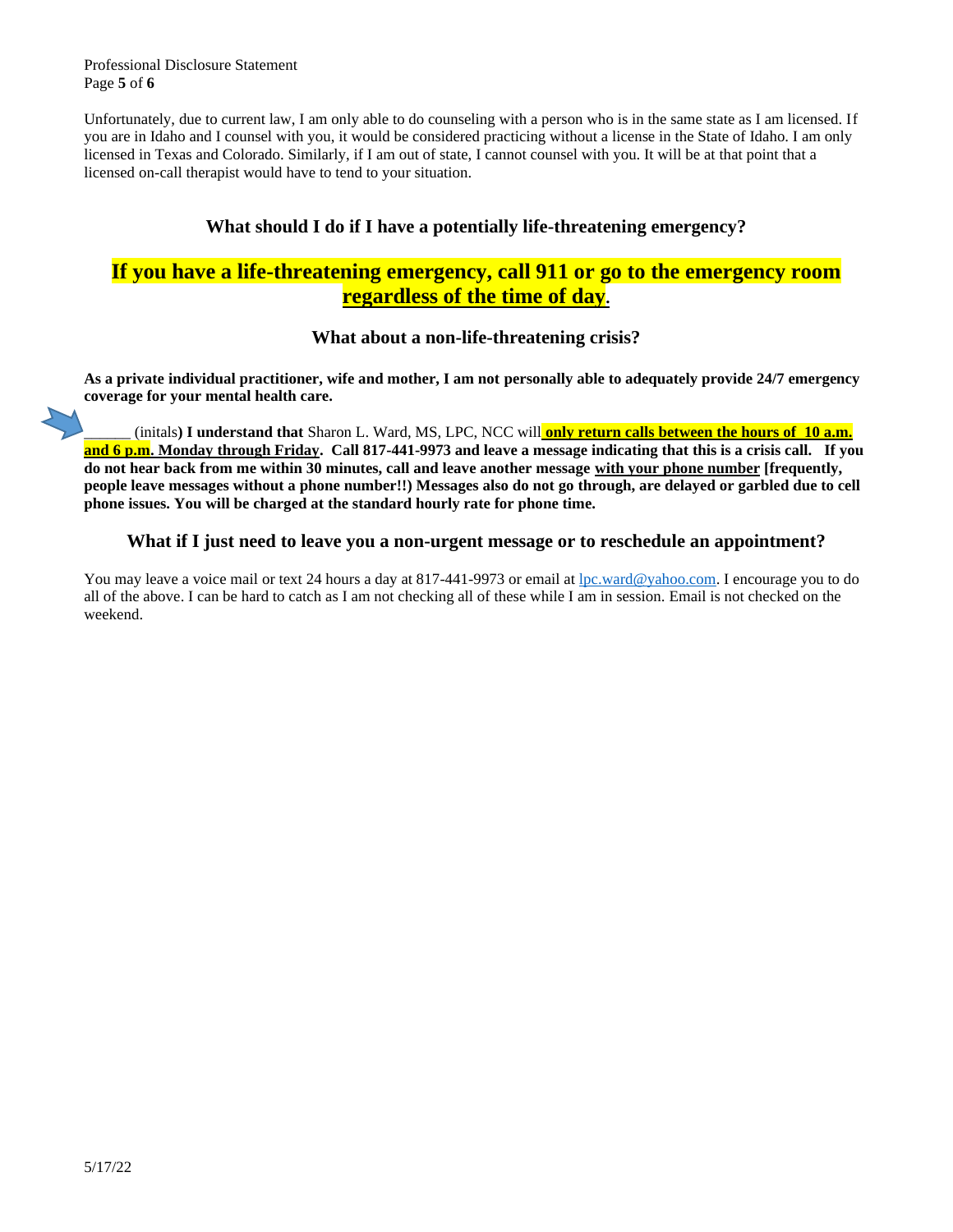Unfortunately, due to current law, I am only able to do counseling with a person who is in the same state as I am licensed. If you are in Idaho and I counsel with you, it would be considered practicing without a license in the State of Idaho. I am only licensed in Texas and Colorado. Similarly, if I am out of state, I cannot counsel with you. It will be at that point that a licensed on-call therapist would have to tend to your situation.

### What should I do if I have a potentially life-threatening emergency?

## If you have a life-threatening emergency, call 911 or go to the emergency room <u>regardless of the time of day</u>.

### What about a non-life-threatening crisis?

**As a private individual practitioner, wife and mother, I am not personally able to adequately provide 24/7 emergency coverage for your mental health care.**

______ (initals**) I understand that** Sharon L. Ward, MS, LPC, NCC will **<u>only return calls between the hours of 10 a.m. and 6 p.m. Monday through Friday</u>. Call 817-441-9973 and leave a message indicating that this is a crisis call. If you do not hear back from me within 30 minutes, call and leave another message <u>with your phone number</u> [frequently, people leave messages without a phone number!!) Messages also do not go through, are delayed or garbled due to cell phone issues. You will be charged at the standard hourly rate for phone time.**

### What if I just need to leave you a non-urgent message or to reschedule an appointment?

You may leave a voice mail or text 24 hours a day at 817-441-9973 or email at lpc.ward@yahoo.com. I encourage you to do all of the above. I can be hard to catch as I am not checking all of these while I am in session. Email is not checked on the weekend.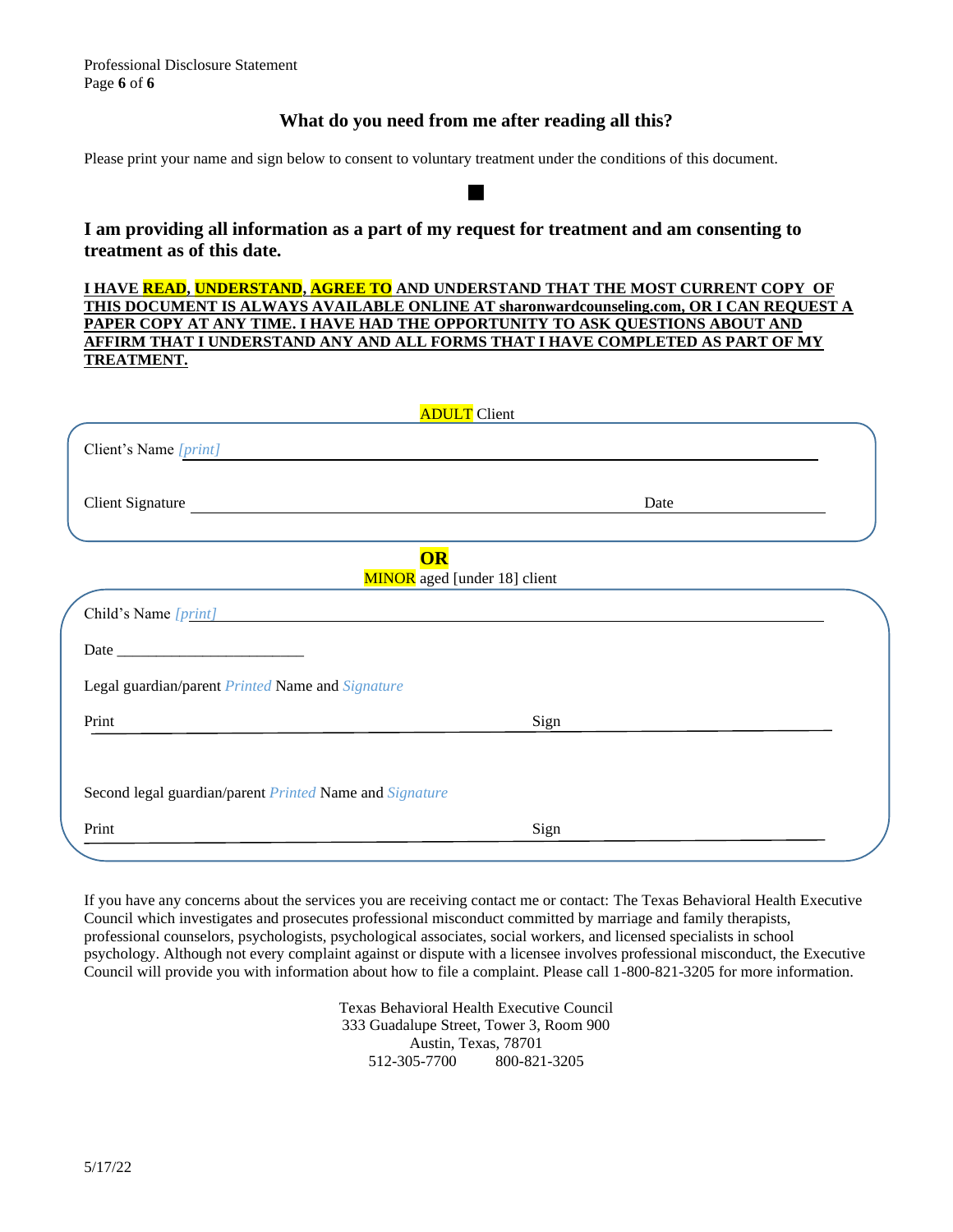## What do you need from me after reading all this?

Please print your name and sign below to consent to voluntary treatment under the conditions of this document.

■

**I am providing all information as a part of my request for treatment and am consenting to treatment as of this date.**

**I HAVE READ, UNDERSTAND, AGREE TO AND UNDERSTAND THAT THE MOST CURRENT COPY OF THIS DOCUMENT IS ALWAYS AVAILABLE ONLINE AT sharonwardcounseling.com, OR I CAN REQUEST A PAPER COPY AT ANY TIME. I HAVE HAD THE OPPORTUNITY TO ASK QUESTIONS ABOUT AND AFFIRM THAT I UNDERSTAND ANY AND ALL FORMS THAT I HAVE COMPLETED AS PART OF MY TREATMENT.**

ADULT Client

Client's Name *[print]* ______________________________________________

Client Signature ______________________________ Date ______________

**OR**

MINOR aged [under 18] client

Child's Name *[print]* ______________________________________________

Date ________________________

Legal guardian/parent *Printed* Name and *Signature*

Print ______________________________ Sign ______________________________

Second legal guardian/parent *Printed* Name and *Signature*

Print ______________________________ Sign ______________________________

If you have any concerns about the services you are receiving contact me or contact: The Texas Behavioral Health Executive Council which investigates and prosecutes professional misconduct committed by marriage and family therapists, professional counselors, psychologists, psychological associates, social workers, and licensed specialists in school psychology. Although not every complaint against or dispute with a licensee involves professional misconduct, the Executive Council will provide you with information about how to file a complaint. Please call 1-800-821-3205 for more information.

Texas Behavioral Health Executive Council
333 Guadalupe Street, Tower 3, Room 900
Austin, Texas, 78701
512-305-7700 800-821-3205

5/17/22